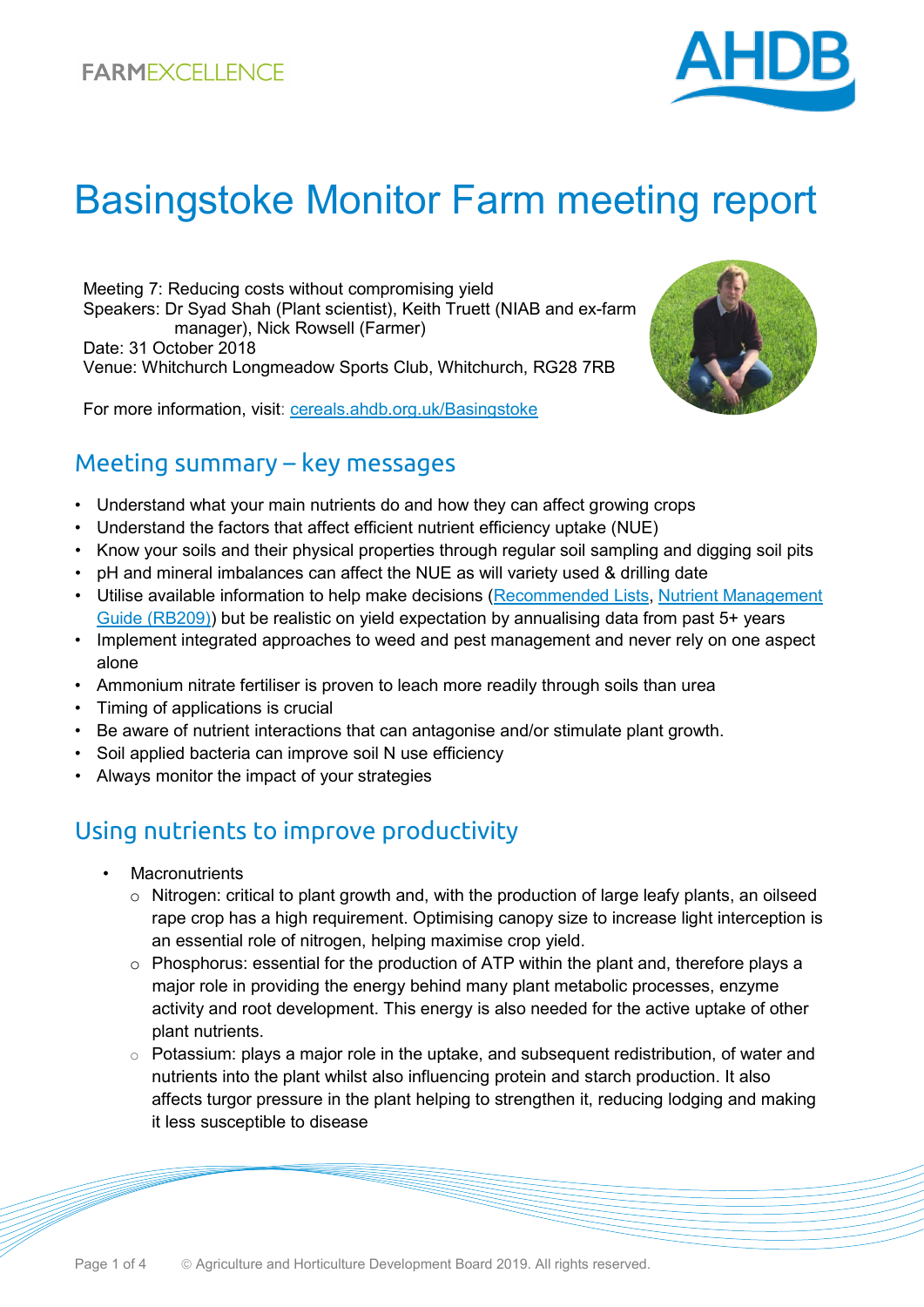FARMEXCELLENCE

AHDB

# Basingstoke Monitor Farm meeting report

Meeting 7: Reducing costs without compromising yield
Speakers: Dr Syad Shah (Plant scientist), Keith Truett (NIAB and ex-farm manager), Nick Rowsell (Farmer)
Date: 31 October 2018
Venue: Whitchurch Longmeadow Sports Club, Whitchurch, RG28 7RB

For more information, visit: cereals.ahdb.org.uk/Basingstoke

## Meeting summary – key messages

- Understand what your main nutrients do and how they can affect growing crops
- Understand the factors that affect efficient nutrient efficiency uptake (NUE)
- Know your soils and their physical properties through regular soil sampling and digging soil pits
- pH and mineral imbalances can affect the NUE as will variety used & drilling date
- Utilise available information to help make decisions (Recommended Lists, Nutrient Management Guide (RB209)) but be realistic on yield expectation by annualising data from past 5+ years
- Implement integrated approaches to weed and pest management and never rely on one aspect alone
- Ammonium nitrate fertiliser is proven to leach more readily through soils than urea
- Timing of applications is crucial
- Be aware of nutrient interactions that can antagonise and/or stimulate plant growth.
- Soil applied bacteria can improve soil N use efficiency
- Always monitor the impact of your strategies

## Using nutrients to improve productivity

- Macronutrients
    - Nitrogen: critical to plant growth and, with the production of large leafy plants, an oilseed rape crop has a high requirement. Optimising canopy size to increase light interception is an essential role of nitrogen, helping maximise crop yield.
    - Phosphorus: essential for the production of ATP within the plant and, therefore plays a major role in providing the energy behind many plant metabolic processes, enzyme activity and root development. This energy is also needed for the active uptake of other plant nutrients.
    - Potassium: plays a major role in the uptake, and subsequent redistribution, of water and nutrients into the plant whilst also influencing protein and starch production. It also affects turgor pressure in the plant helping to strengthen it, reducing lodging and making it less susceptible to disease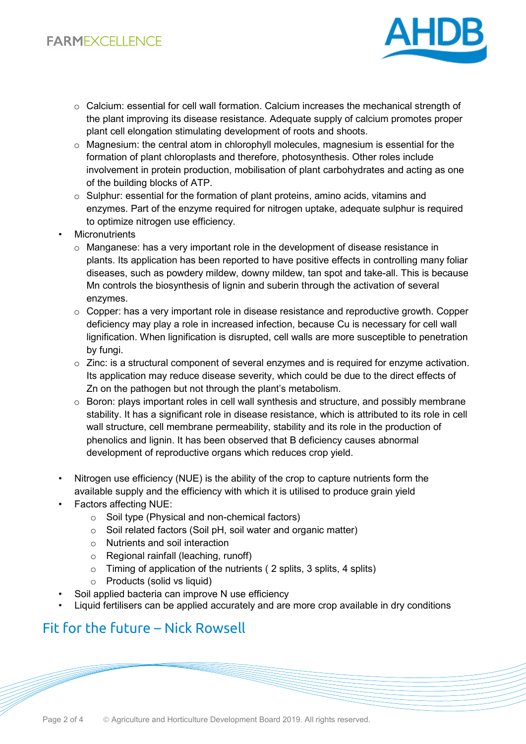- Calcium: essential for cell wall formation. Calcium increases the mechanical strength of the plant improving its disease resistance. Adequate supply of calcium promotes proper plant cell elongation stimulating development of roots and shoots.
- Magnesium: the central atom in chlorophyll molecules, magnesium is essential for the formation of plant chloroplasts and therefore, photosynthesis. Other roles include involvement in protein production, mobilisation of plant carbohydrates and acting as one of the building blocks of ATP.
- Sulphur: essential for the formation of plant proteins, amino acids, vitamins and enzymes. Part of the enzyme required for nitrogen uptake, adequate sulphur is required to optimize nitrogen use efficiency.

- Micronutrients
  - Manganese: has a very important role in the development of disease resistance in plants. Its application has been reported to have positive effects in controlling many foliar diseases, such as powdery mildew, downy mildew, tan spot and take-all. This is because Mn controls the biosynthesis of lignin and suberin through the activation of several enzymes.
  - Copper: has a very important role in disease resistance and reproductive growth. Copper deficiency may play a role in increased infection, because Cu is necessary for cell wall lignification. When lignification is disrupted, cell walls are more susceptible to penetration by fungi.
  - Zinc: is a structural component of several enzymes and is required for enzyme activation. Its application may reduce disease severity, which could be due to the direct effects of Zn on the pathogen but not through the plant's metabolism.
  - Boron: plays important roles in cell wall synthesis and structure, and possibly membrane stability. It has a significant role in disease resistance, which is attributed to its role in cell wall structure, cell membrane permeability, stability and its role in the production of phenolics and lignin. It has been observed that B deficiency causes abnormal development of reproductive organs which reduces crop yield.

- Nitrogen use efficiency (NUE) is the ability of the crop to capture nutrients form the available supply and the efficiency with which it is utilised to produce grain yield
- Factors affecting NUE:
  - Soil type (Physical and non-chemical factors)
  - Soil related factors (Soil pH, soil water and organic matter)
  - Nutrients and soil interaction
  - Regional rainfall (leaching, runoff)
  - Timing of application of the nutrients ( 2 splits, 3 splits, 4 splits)
  - Products (solid vs liquid)
- Soil applied bacteria can improve N use efficiency
- Liquid fertilisers can be applied accurately and are more crop available in dry conditions

## Fit for the future – Nick Rowsell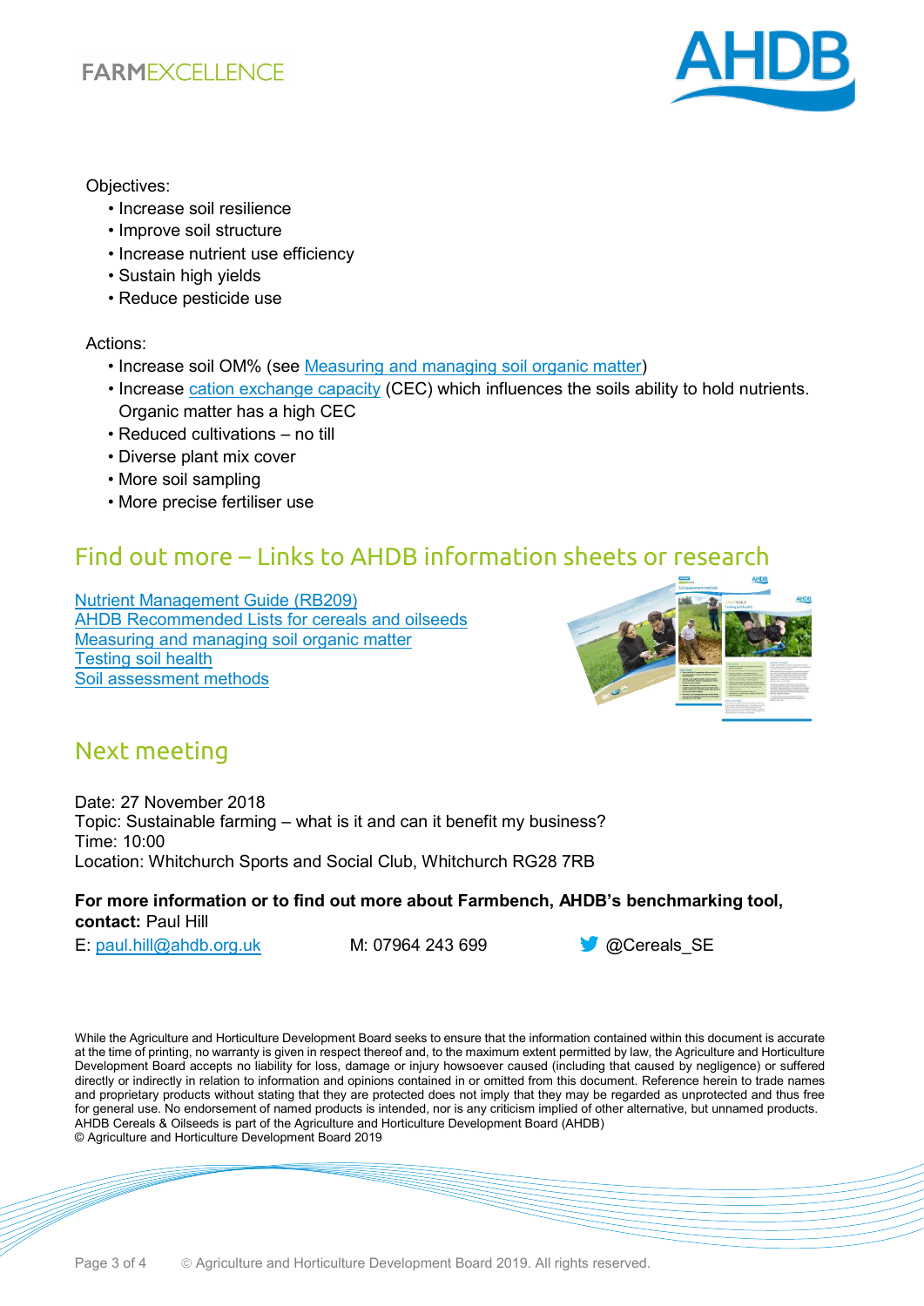Objectives:

- Increase soil resilience
- Improve soil structure
- Increase nutrient use efficiency
- Sustain high yields
- Reduce pesticide use

Actions:

- Increase soil OM% (see Measuring and managing soil organic matter)
- Increase cation exchange capacity (CEC) which influences the soils ability to hold nutrients. Organic matter has a high CEC
- Reduced cultivations – no till
- Diverse plant mix cover
- More soil sampling
- More precise fertiliser use

## Find out more – Links to AHDB information sheets or research

Nutrient Management Guide (RB209)
AHDB Recommended Lists for cereals and oilseeds
Measuring and managing soil organic matter
Testing soil health
Soil assessment methods

## Next meeting

Date: 27 November 2018
Topic: Sustainable farming – what is it and can it benefit my business?
Time: 10:00
Location: Whitchurch Sports and Social Club, Whitchurch RG28 7RB

**For more information or to find out more about Farmbench, AHDB's benchmarking tool, contact:** Paul Hill
E: paul.hill@ahdb.org.uk M: 07964 243 699 @Cereals_SE

While the Agriculture and Horticulture Development Board seeks to ensure that the information contained within this document is accurate at the time of printing, no warranty is given in respect thereof and, to the maximum extent permitted by law, the Agriculture and Horticulture Development Board accepts no liability for loss, damage or injury howsoever caused (including that caused by negligence) or suffered directly or indirectly in relation to information and opinions contained in or omitted from this document. Reference herein to trade names and proprietary products without stating that they are protected does not imply that they may be regarded as unprotected and thus free for general use. No endorsement of named products is intended, nor is any criticism implied of other alternative, but unnamed products. AHDB Cereals & Oilseeds is part of the Agriculture and Horticulture Development Board (AHDB)
© Agriculture and Horticulture Development Board 2019